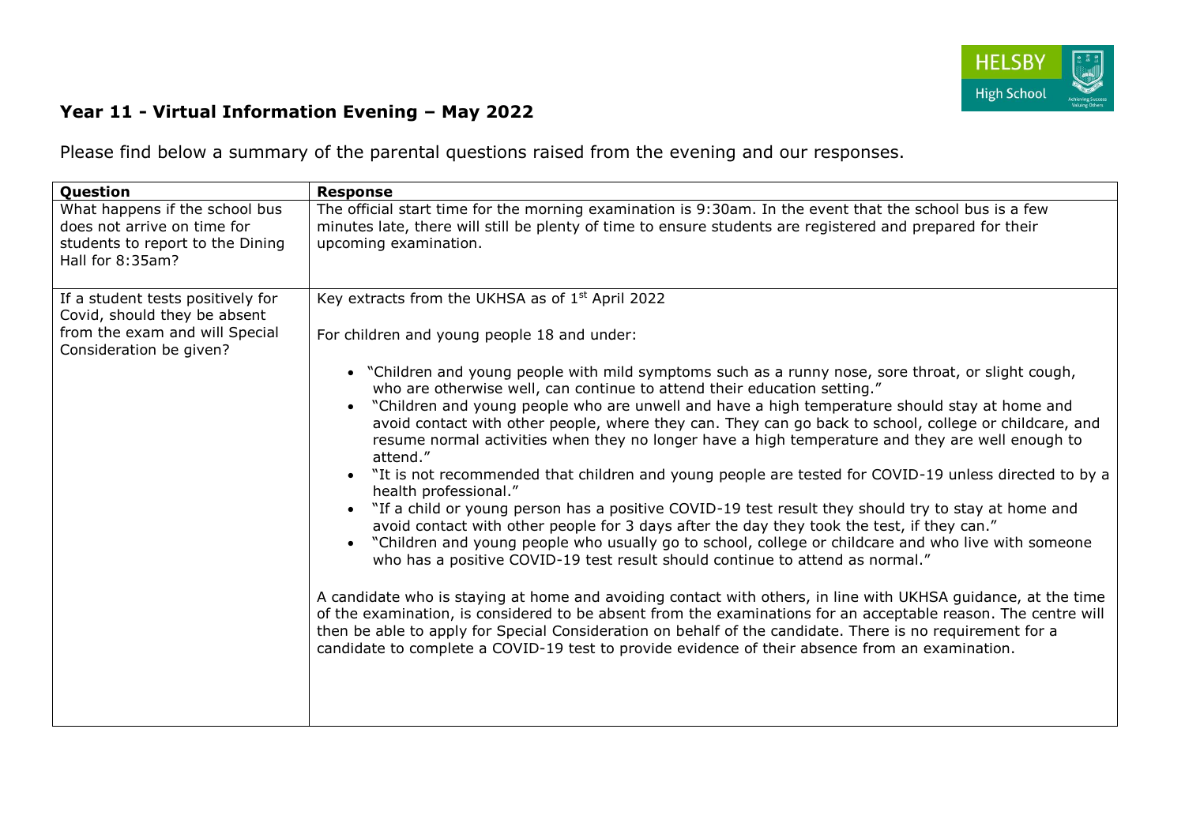# Year 11 - Virtual Information Evening – May 2022

Please find below a summary of the parental questions raised from the evening and our responses.

| Question | Response |
|---|---|
| What happens if the school bus does not arrive on time for students to report to the Dining Hall for 8:35am? | The official start time for the morning examination is 9:30am. In the event that the school bus is a few minutes late, there will still be plenty of time to ensure students are registered and prepared for their upcoming examination. |
| If a student tests positively for Covid, should they be absent from the exam and will Special Consideration be given? | Key extracts from the UKHSA as of 1st April 2022<br><br>For children and young people 18 and under:<br><br>• "Children and young people with mild symptoms such as a runny nose, sore throat, or slight cough, who are otherwise well, can continue to attend their education setting."<br>• "Children and young people who are unwell and have a high temperature should stay at home and avoid contact with other people, where they can. They can go back to school, college or childcare, and resume normal activities when they no longer have a high temperature and they are well enough to attend."<br>• "It is not recommended that children and young people are tested for COVID-19 unless directed to by a health professional."<br>• "If a child or young person has a positive COVID-19 test result they should try to stay at home and avoid contact with other people for 3 days after the day they took the test, if they can."<br>• "Children and young people who usually go to school, college or childcare and who live with someone who has a positive COVID-19 test result should continue to attend as normal."<br><br>A candidate who is staying at home and avoiding contact with others, in line with UKHSA guidance, at the time of the examination, is considered to be absent from the examinations for an acceptable reason. The centre will then be able to apply for Special Consideration on behalf of the candidate. There is no requirement for a candidate to complete a COVID-19 test to provide evidence of their absence from an examination. |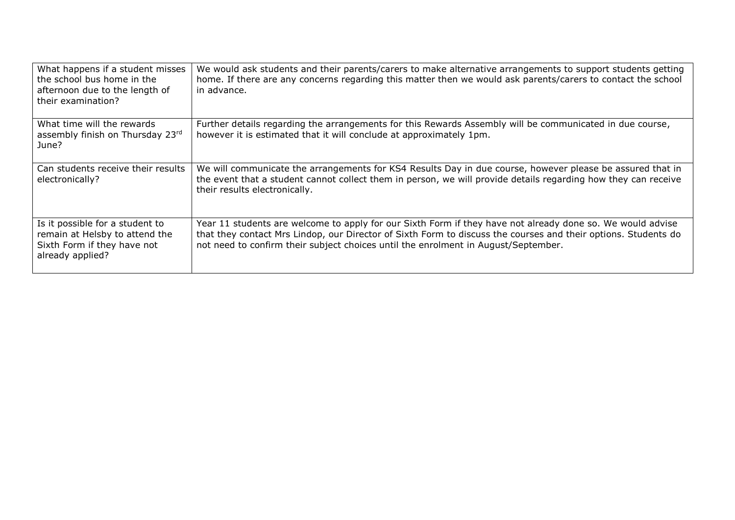| | |
|---|---|
| What happens if a student misses the school bus home in the afternoon due to the length of their examination? | We would ask students and their parents/carers to make alternative arrangements to support students getting home. If there are any concerns regarding this matter then we would ask parents/carers to contact the school in advance. |
| What time will the rewards assembly finish on Thursday 23rd June? | Further details regarding the arrangements for this Rewards Assembly will be communicated in due course, however it is estimated that it will conclude at approximately 1pm. |
| Can students receive their results electronically? | We will communicate the arrangements for KS4 Results Day in due course, however please be assured that in the event that a student cannot collect them in person, we will provide details regarding how they can receive their results electronically. |
| Is it possible for a student to remain at Helsby to attend the Sixth Form if they have not already applied? | Year 11 students are welcome to apply for our Sixth Form if they have not already done so. We would advise that they contact Mrs Lindop, our Director of Sixth Form to discuss the courses and their options. Students do not need to confirm their subject choices until the enrolment in August/September. |